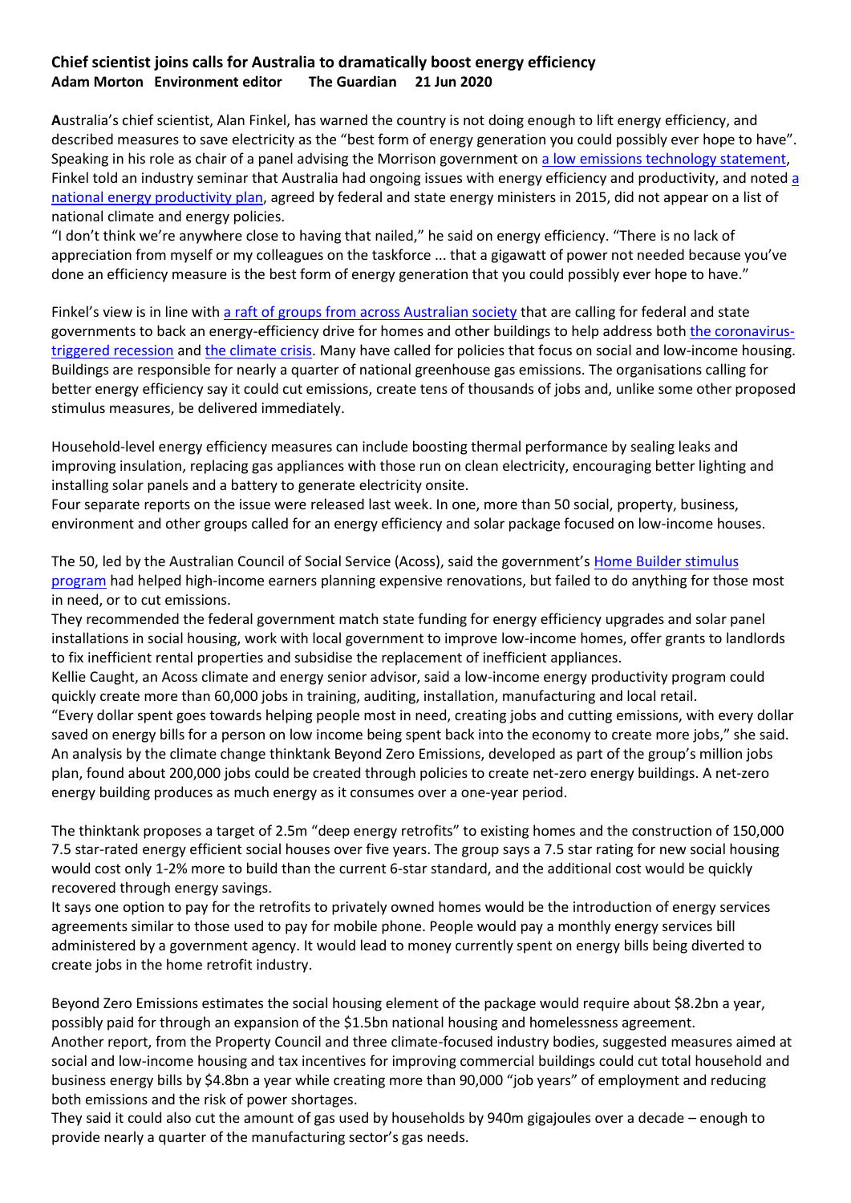**Chief scientist joins calls for Australia to dramatically boost energy efficiency**
**Adam Morton Environment editor The Guardian 21 Jun 2020**

**A**ustralia's chief scientist, Alan Finkel, has warned the country is not doing enough to lift energy efficiency, and described measures to save electricity as the "best form of energy generation you could possibly ever hope to have". Speaking in his role as chair of a panel advising the Morrison government on a low emissions technology statement, Finkel told an industry seminar that Australia had ongoing issues with energy efficiency and productivity, and noted a national energy productivity plan, agreed by federal and state energy ministers in 2015, did not appear on a list of national climate and energy policies.

"I don't think we're anywhere close to having that nailed," he said on energy efficiency. "There is no lack of appreciation from myself or my colleagues on the taskforce ... that a gigawatt of power not needed because you've done an efficiency measure is the best form of energy generation that you could possibly ever hope to have."

Finkel's view is in line with a raft of groups from across Australian society that are calling for federal and state governments to back an energy-efficiency drive for homes and other buildings to help address both the coronavirus-triggered recession and the climate crisis. Many have called for policies that focus on social and low-income housing. Buildings are responsible for nearly a quarter of national greenhouse gas emissions. The organisations calling for better energy efficiency say it could cut emissions, create tens of thousands of jobs and, unlike some other proposed stimulus measures, be delivered immediately.

Household-level energy efficiency measures can include boosting thermal performance by sealing leaks and improving insulation, replacing gas appliances with those run on clean electricity, encouraging better lighting and installing solar panels and a battery to generate electricity onsite.

Four separate reports on the issue were released last week. In one, more than 50 social, property, business, environment and other groups called for an energy efficiency and solar package focused on low-income houses.

The 50, led by the Australian Council of Social Service (Acoss), said the government's Home Builder stimulus program had helped high-income earners planning expensive renovations, but failed to do anything for those most in need, or to cut emissions.

They recommended the federal government match state funding for energy efficiency upgrades and solar panel installations in social housing, work with local government to improve low-income homes, offer grants to landlords to fix inefficient rental properties and subsidise the replacement of inefficient appliances.

Kellie Caught, an Acoss climate and energy senior advisor, said a low-income energy productivity program could quickly create more than 60,000 jobs in training, auditing, installation, manufacturing and local retail.

"Every dollar spent goes towards helping people most in need, creating jobs and cutting emissions, with every dollar saved on energy bills for a person on low income being spent back into the economy to create more jobs," she said.

An analysis by the climate change thinktank Beyond Zero Emissions, developed as part of the group's million jobs plan, found about 200,000 jobs could be created through policies to create net-zero energy buildings. A net-zero energy building produces as much energy as it consumes over a one-year period.

The thinktank proposes a target of 2.5m "deep energy retrofits" to existing homes and the construction of 150,000 7.5 star-rated energy efficient social houses over five years. The group says a 7.5 star rating for new social housing would cost only 1-2% more to build than the current 6-star standard, and the additional cost would be quickly recovered through energy savings.

It says one option to pay for the retrofits to privately owned homes would be the introduction of energy services agreements similar to those used to pay for mobile phone. People would pay a monthly energy services bill administered by a government agency. It would lead to money currently spent on energy bills being diverted to create jobs in the home retrofit industry.

Beyond Zero Emissions estimates the social housing element of the package would require about $8.2bn a year, possibly paid for through an expansion of the $1.5bn national housing and homelessness agreement.

Another report, from the Property Council and three climate-focused industry bodies, suggested measures aimed at social and low-income housing and tax incentives for improving commercial buildings could cut total household and business energy bills by $4.8bn a year while creating more than 90,000 "job years" of employment and reducing both emissions and the risk of power shortages.

They said it could also cut the amount of gas used by households by 940m gigajoules over a decade – enough to provide nearly a quarter of the manufacturing sector's gas needs.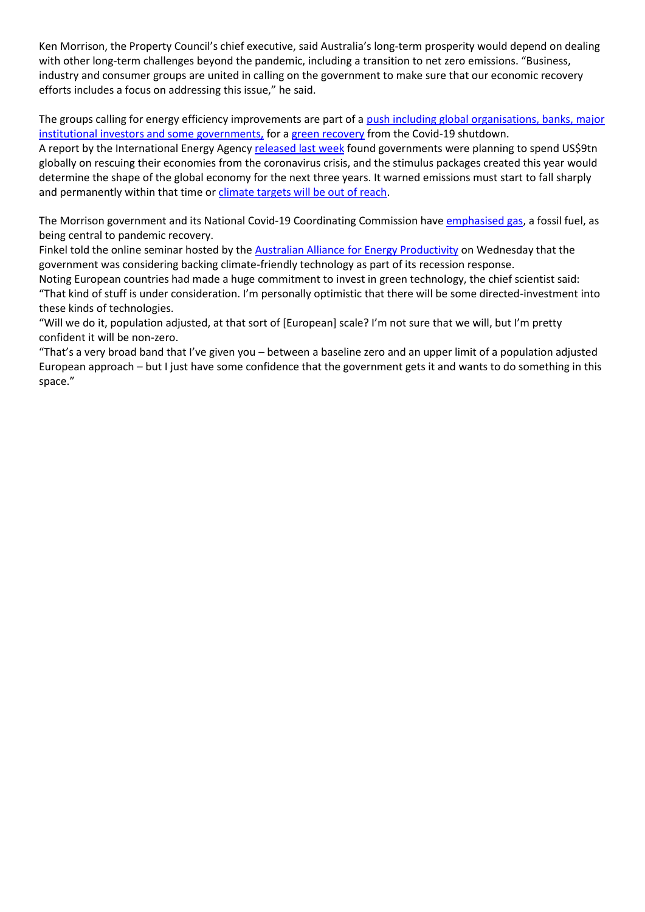Ken Morrison, the Property Council's chief executive, said Australia's long-term prosperity would depend on dealing with other long-term challenges beyond the pandemic, including a transition to net zero emissions. "Business, industry and consumer groups are united in calling on the government to make sure that our economic recovery efforts includes a focus on addressing this issue," he said.

The groups calling for energy efficiency improvements are part of a push including global organisations, banks, major institutional investors and some governments, for a green recovery from the Covid-19 shutdown.
A report by the International Energy Agency released last week found governments were planning to spend US$9tn globally on rescuing their economies from the coronavirus crisis, and the stimulus packages created this year would determine the shape of the global economy for the next three years. It warned emissions must start to fall sharply and permanently within that time or climate targets will be out of reach.

The Morrison government and its National Covid-19 Coordinating Commission have emphasised gas, a fossil fuel, as being central to pandemic recovery.
Finkel told the online seminar hosted by the Australian Alliance for Energy Productivity on Wednesday that the government was considering backing climate-friendly technology as part of its recession response.
Noting European countries had made a huge commitment to invest in green technology, the chief scientist said: "That kind of stuff is under consideration. I'm personally optimistic that there will be some directed-investment into these kinds of technologies.
"Will we do it, population adjusted, at that sort of [European] scale? I'm not sure that we will, but I'm pretty confident it will be non-zero.
"That's a very broad band that I've given you – between a baseline zero and an upper limit of a population adjusted European approach – but I just have some confidence that the government gets it and wants to do something in this space."